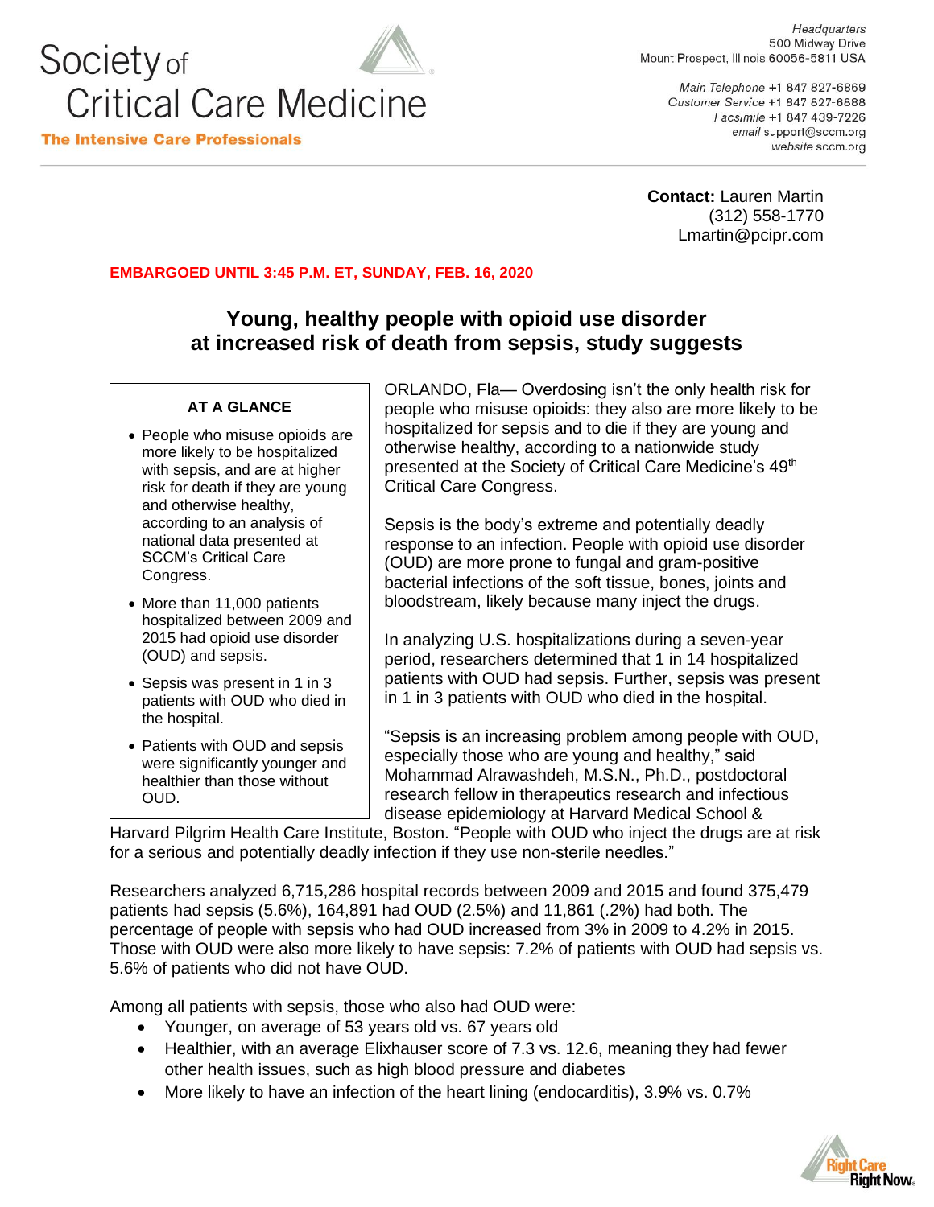Society of Critical Care Medicine

**The Intensive Care Professionals**

*Headquarters*
500 Midway Drive
Mount Prospect, Illinois 60056-5811 USA

*Main Telephone* +1 847 827-6869
*Customer Service* +1 847 827-6888
*Facsimile* +1 847 439-7226
*email* support@sccm.org
*website* sccm.org

**Contact:** Lauren Martin
(312) 558-1770
Lmartin@pcipr.com

**EMBARGOED UNTIL 3:45 P.M. ET, SUNDAY, FEB. 16, 2020**

# Young, healthy people with opioid use disorder at increased risk of death from sepsis, study suggests

**AT A GLANCE**

- People who misuse opioids are more likely to be hospitalized with sepsis, and are at higher risk for death if they are young and otherwise healthy, according to an analysis of national data presented at SCCM's Critical Care Congress.
- More than 11,000 patients hospitalized between 2009 and 2015 had opioid use disorder (OUD) and sepsis.
- Sepsis was present in 1 in 3 patients with OUD who died in the hospital.
- Patients with OUD and sepsis were significantly younger and healthier than those without OUD.

ORLANDO, Fla— Overdosing isn't the only health risk for people who misuse opioids: they also are more likely to be hospitalized for sepsis and to die if they are young and otherwise healthy, according to a nationwide study presented at the Society of Critical Care Medicine's 49th Critical Care Congress.

Sepsis is the body's extreme and potentially deadly response to an infection. People with opioid use disorder (OUD) are more prone to fungal and gram-positive bacterial infections of the soft tissue, bones, joints and bloodstream, likely because many inject the drugs.

In analyzing U.S. hospitalizations during a seven-year period, researchers determined that 1 in 14 hospitalized patients with OUD had sepsis. Further, sepsis was present in 1 in 3 patients with OUD who died in the hospital.

"Sepsis is an increasing problem among people with OUD, especially those who are young and healthy," said Mohammad Alrawashdeh, M.S.N., Ph.D., postdoctoral research fellow in therapeutics research and infectious disease epidemiology at Harvard Medical School & Harvard Pilgrim Health Care Institute, Boston. "People with OUD who inject the drugs are at risk for a serious and potentially deadly infection if they use non-sterile needles."

Researchers analyzed 6,715,286 hospital records between 2009 and 2015 and found 375,479 patients had sepsis (5.6%), 164,891 had OUD (2.5%) and 11,861 (.2%) had both. The percentage of people with sepsis who had OUD increased from 3% in 2009 to 4.2% in 2015. Those with OUD were also more likely to have sepsis: 7.2% of patients with OUD had sepsis vs. 5.6% of patients who did not have OUD.

Among all patients with sepsis, those who also had OUD were:

- Younger, on average of 53 years old vs. 67 years old
- Healthier, with an average Elixhauser score of 7.3 vs. 12.6, meaning they had fewer other health issues, such as high blood pressure and diabetes
- More likely to have an infection of the heart lining (endocarditis), 3.9% vs. 0.7%

Right Care Right Now.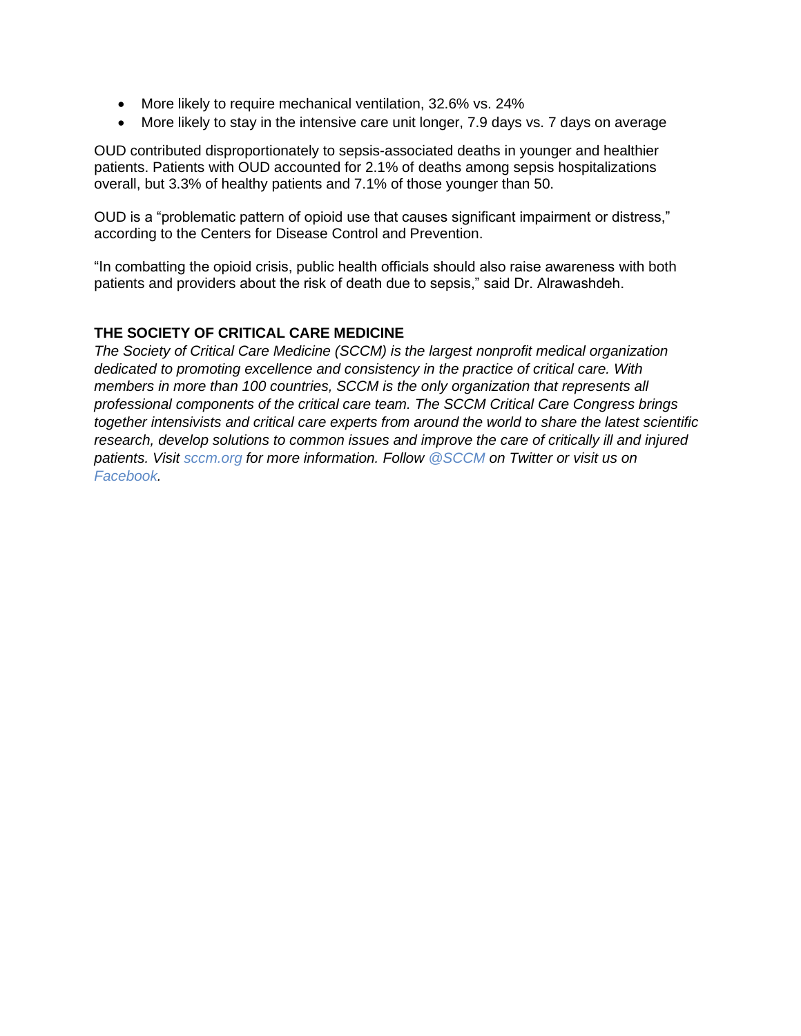- More likely to require mechanical ventilation, 32.6% vs. 24%
- More likely to stay in the intensive care unit longer, 7.9 days vs. 7 days on average

OUD contributed disproportionately to sepsis-associated deaths in younger and healthier patients. Patients with OUD accounted for 2.1% of deaths among sepsis hospitalizations overall, but 3.3% of healthy patients and 7.1% of those younger than 50.

OUD is a "problematic pattern of opioid use that causes significant impairment or distress," according to the Centers for Disease Control and Prevention.

"In combatting the opioid crisis, public health officials should also raise awareness with both patients and providers about the risk of death due to sepsis," said Dr. Alrawashdeh.

**THE SOCIETY OF CRITICAL CARE MEDICINE**

*The Society of Critical Care Medicine (SCCM) is the largest nonprofit medical organization dedicated to promoting excellence and consistency in the practice of critical care. With members in more than 100 countries, SCCM is the only organization that represents all professional components of the critical care team. The SCCM Critical Care Congress brings together intensivists and critical care experts from around the world to share the latest scientific research, develop solutions to common issues and improve the care of critically ill and injured patients. Visit sccm.org for more information. Follow @SCCM on Twitter or visit us on Facebook.*